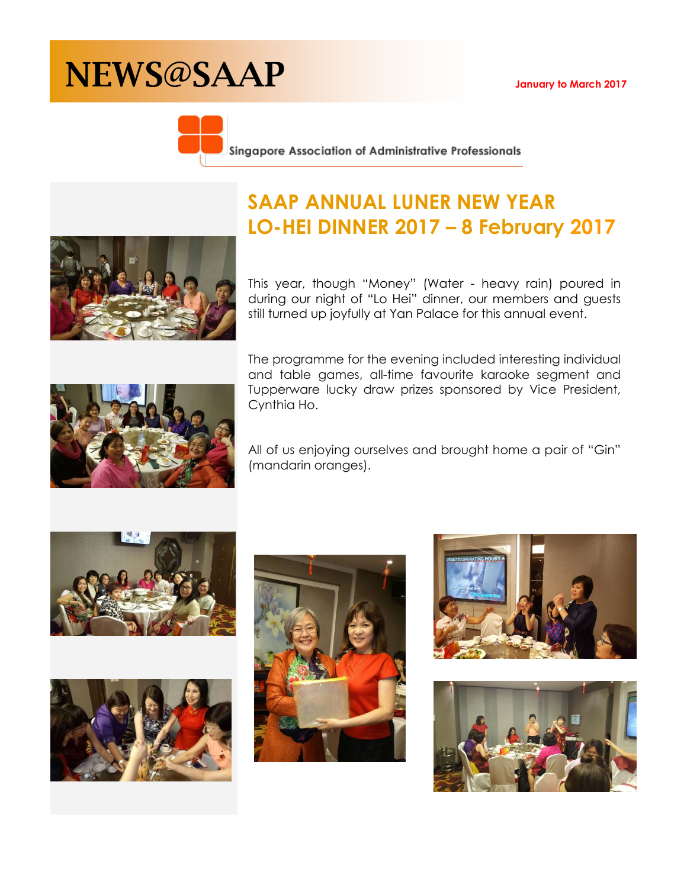# NEWS@SAAP

January to March 2017

Singapore Association of Administrative Professionals

## SAAP ANNUAL LUNER NEW YEAR LO-HEI DINNER 2017 – 8 February 2017

This year, though "Money" (Water - heavy rain) poured in during our night of "Lo Hei" dinner, our members and guests still turned up joyfully at Yan Palace for this annual event.

The programme for the evening included interesting individual and table games, all-time favourite karaoke segment and Tupperware lucky draw prizes sponsored by Vice President, Cynthia Ho.

All of us enjoying ourselves and brought home a pair of "Gin" (mandarin oranges).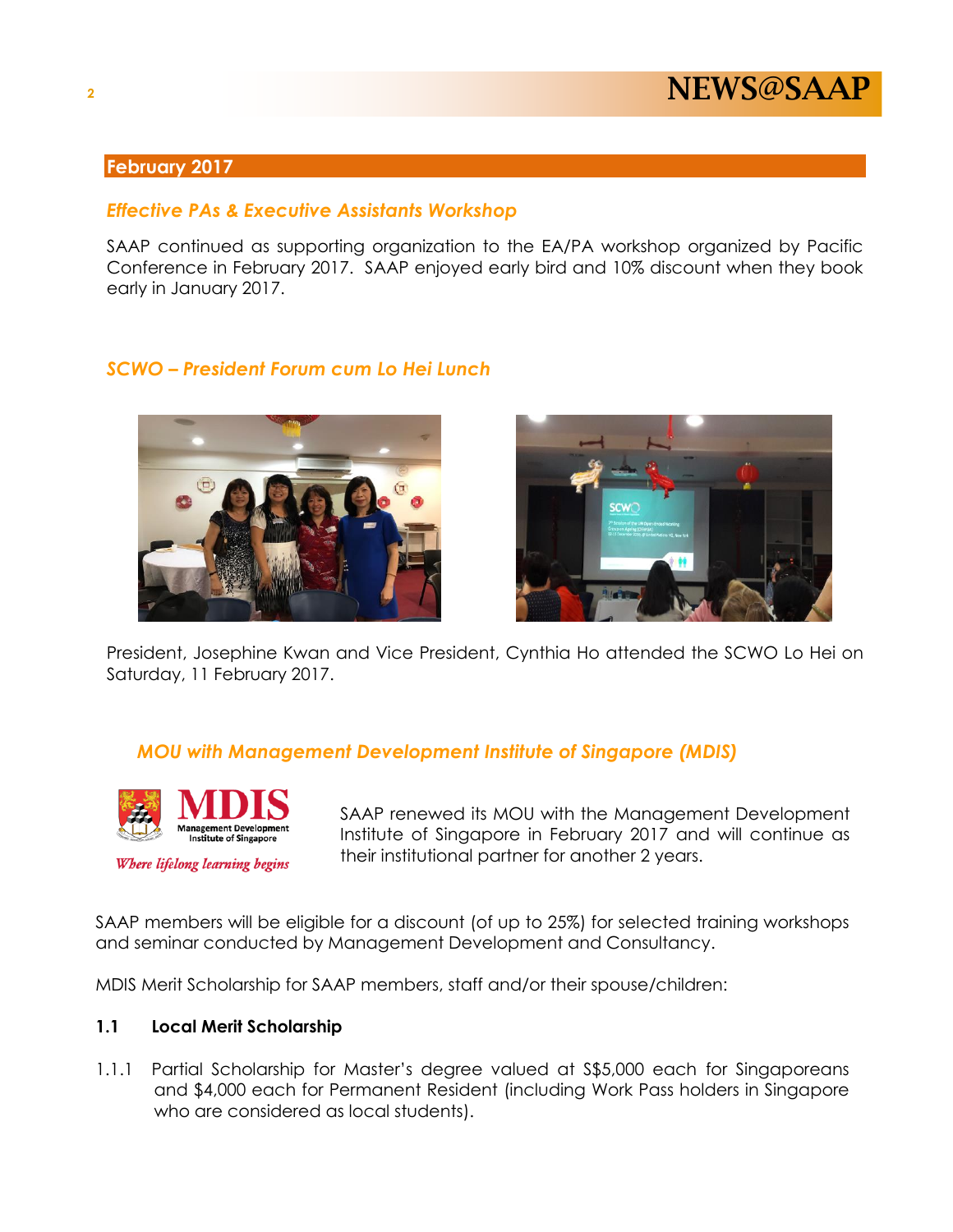## February 2017

### *Effective PAs & Executive Assistants Workshop*

SAAP continued as supporting organization to the EA/PA workshop organized by Pacific Conference in February 2017. SAAP enjoyed early bird and 10% discount when they book early in January 2017.

### *SCWO – President Forum cum Lo Hei Lunch*

President, Josephine Kwan and Vice President, Cynthia Ho attended the SCWO Lo Hei on Saturday, 11 February 2017.

### *MOU with Management Development Institute of Singapore (MDIS)*

SAAP renewed its MOU with the Management Development Institute of Singapore in February 2017 and will continue as their institutional partner for another 2 years.

SAAP members will be eligible for a discount (of up to 25%) for selected training workshops and seminar conducted by Management Development and Consultancy.

MDIS Merit Scholarship for SAAP members, staff and/or their spouse/children:

**1.1 Local Merit Scholarship**

1.1.1 Partial Scholarship for Master's degree valued at S$5,000 each for Singaporeans and $4,000 each for Permanent Resident (including Work Pass holders in Singapore who are considered as local students).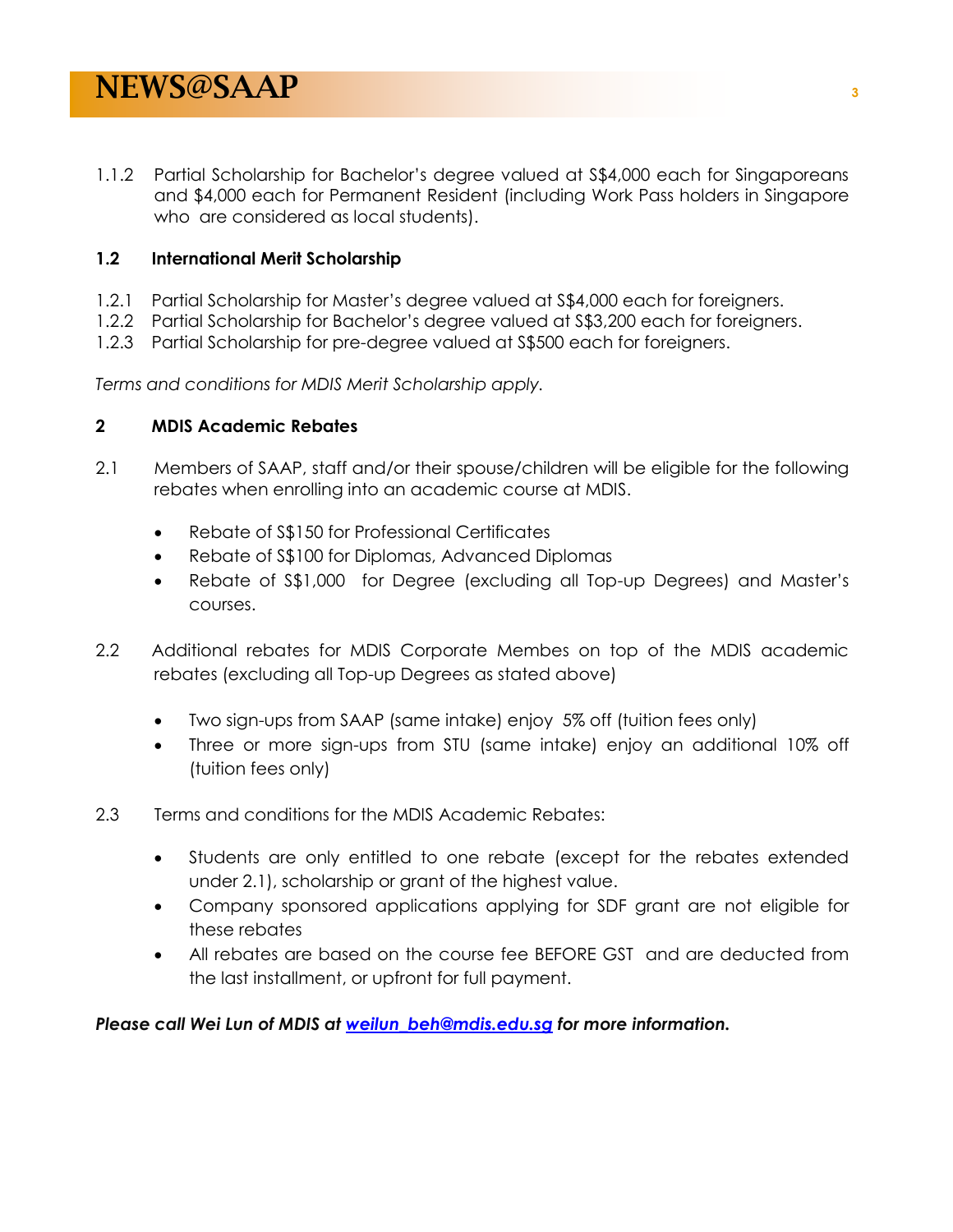1.1.2 Partial Scholarship for Bachelor's degree valued at S$4,000 each for Singaporeans and $4,000 each for Permanent Resident (including Work Pass holders in Singapore who are considered as local students).

**1.2 International Merit Scholarship**

1.2.1 Partial Scholarship for Master's degree valued at S$4,000 each for foreigners.
1.2.2 Partial Scholarship for Bachelor's degree valued at S$3,200 each for foreigners.
1.2.3 Partial Scholarship for pre-degree valued at S$500 each for foreigners.

*Terms and conditions for MDIS Merit Scholarship apply.*

**2 MDIS Academic Rebates**

2.1 Members of SAAP, staff and/or their spouse/children will be eligible for the following rebates when enrolling into an academic course at MDIS.

- Rebate of S$150 for Professional Certificates
- Rebate of S$100 for Diplomas, Advanced Diplomas
- Rebate of S$1,000 for Degree (excluding all Top-up Degrees) and Master's courses.

2.2 Additional rebates for MDIS Corporate Membes on top of the MDIS academic rebates (excluding all Top-up Degrees as stated above)

- Two sign-ups from SAAP (same intake) enjoy 5% off (tuition fees only)
- Three or more sign-ups from STU (same intake) enjoy an additional 10% off (tuition fees only)

2.3 Terms and conditions for the MDIS Academic Rebates:

- Students are only entitled to one rebate (except for the rebates extended under 2.1), scholarship or grant of the highest value.
- Company sponsored applications applying for SDF grant are not eligible for these rebates
- All rebates are based on the course fee BEFORE GST and are deducted from the last installment, or upfront for full payment.

***Please call Wei Lun of MDIS at [weilun_beh@mdis.edu.sg](mailto:weilun_beh@mdis.edu.sg) for more information.***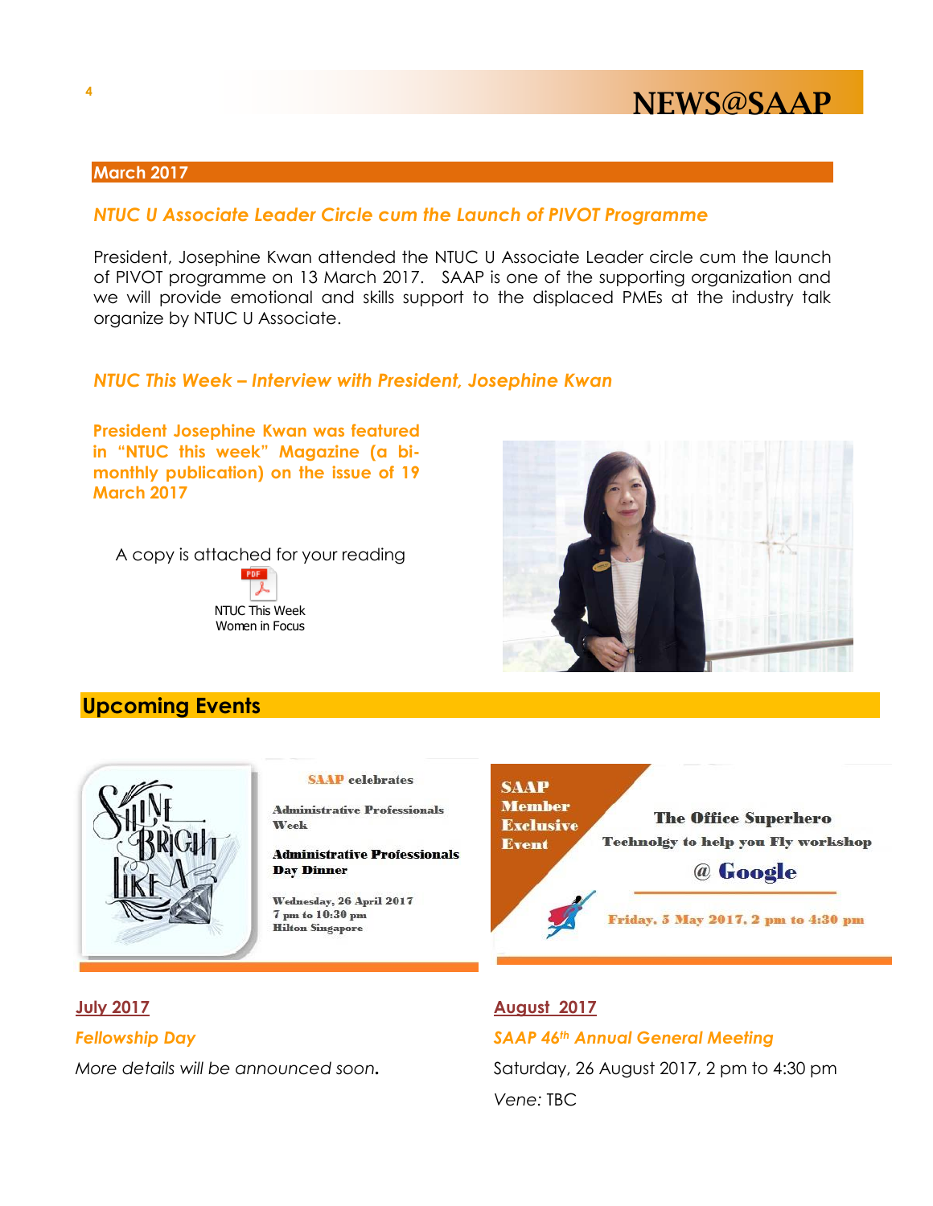## March 2017

### *NTUC U Associate Leader Circle cum the Launch of PIVOT Programme*

President, Josephine Kwan attended the NTUC U Associate Leader circle cum the launch of PIVOT programme on 13 March 2017. SAAP is one of the supporting organization and we will provide emotional and skills support to the displaced PMEs at the industry talk organize by NTUC U Associate.

### *NTUC This Week – Interview with President, Josephine Kwan*

**President Josephine Kwan was featured in "NTUC this week" Magazine (a bi-monthly publication) on the issue of 19 March 2017**

A copy is attached for your reading

NTUC This Week
Women in Focus

## Upcoming Events

SHINE BRIGHT LIKE A

**SAAP celebrates**

**Administrative Professionals Week**

**Administrative Professionals Day Dinner**

**Wednesday, 26 April 2017**
**7 pm to 10:30 pm**
**Hilton Singapore**

**SAAP Member Exclusive Event**

**The Office Superhero**
**Technolgy to help you Fly workshop**
**@ Google**

**Friday, 5 May 2017, 2 pm to 4:30 pm**

**July 2017**

*Fellowship Day*

*More details will be announced soon.*

**August 2017**

*SAAP 46th Annual General Meeting*

Saturday, 26 August 2017, 2 pm to 4:30 pm

*Vene:* TBC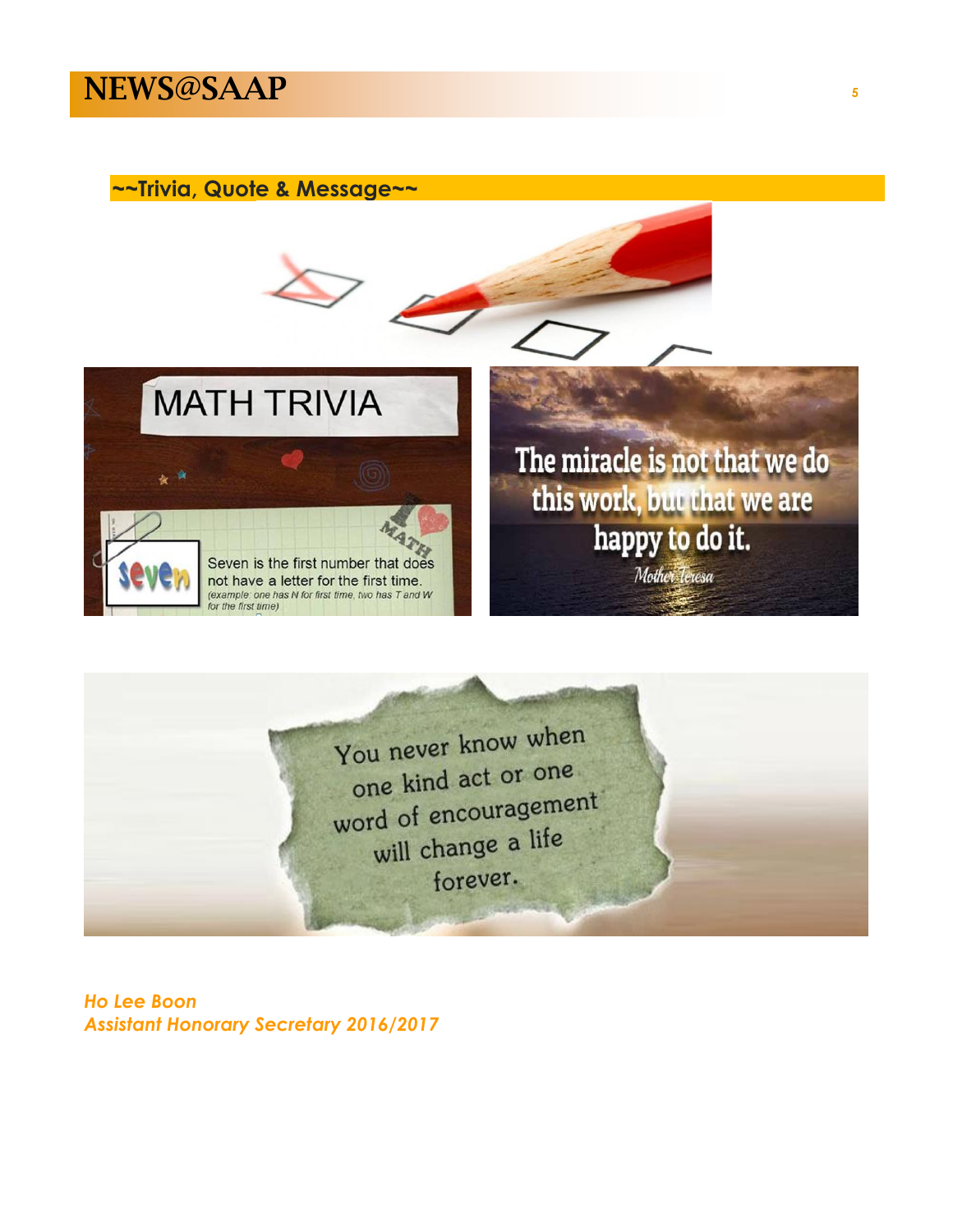## ~~Trivia, Quote & Message~~

MATH TRIVIA

Seven is the first number that does not have a letter for the first time.
(example: one has N for first time, two has T and W for the first time)

The miracle is not that we do this work, but that we are happy to do it.
Mother Teresa

You never know when one kind act or one word of encouragement will change a life forever.

*Ho Lee Boon*
*Assistant Honorary Secretary 2016/2017*